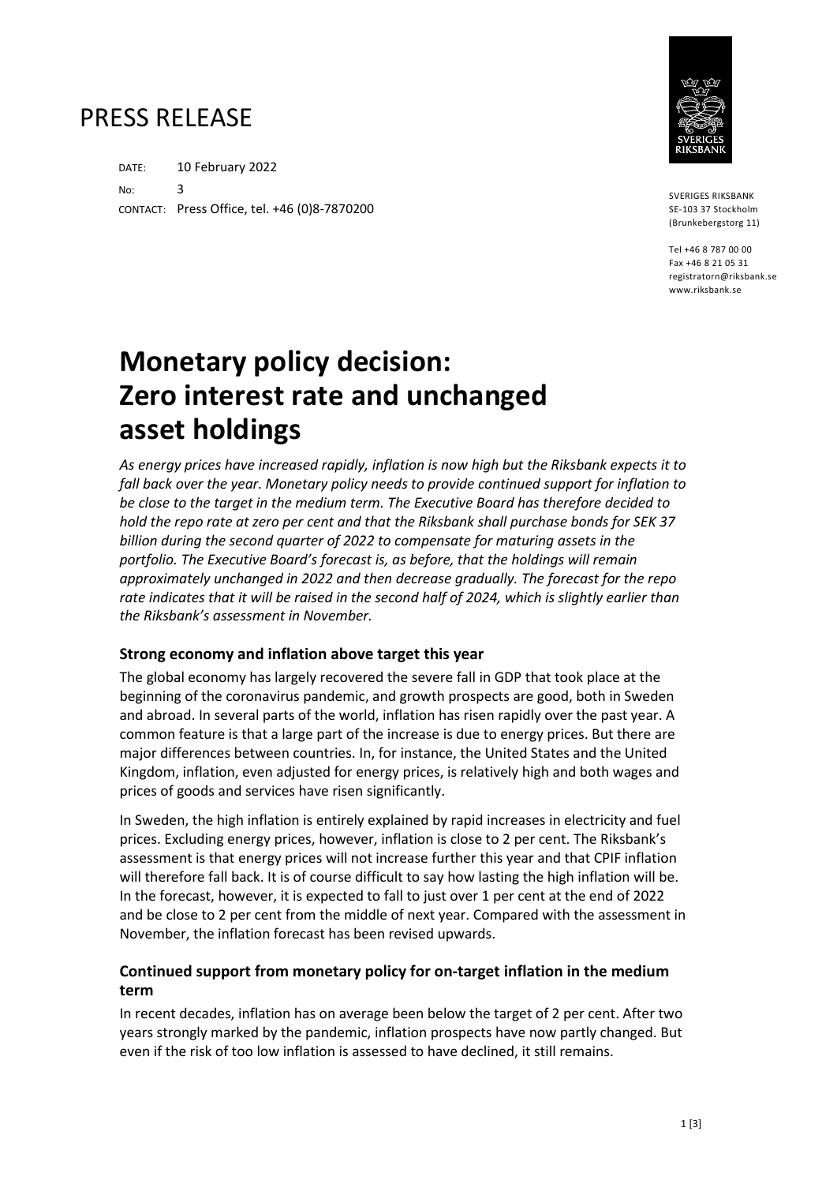# PRESS RELEASE

DATE: 10 February 2022

No: 3

CONTACT: Press Office, tel. +46 (0)8-7870200

SVERIGES RIKSBANK
SE-103 37 Stockholm
(Brunkebergstorg 11)

Tel +46 8 787 00 00
Fax +46 8 21 05 31
registratorn@riksbank.se
www.riksbank.se

# Monetary policy decision: Zero interest rate and unchanged asset holdings

*As energy prices have increased rapidly, inflation is now high but the Riksbank expects it to fall back over the year. Monetary policy needs to provide continued support for inflation to be close to the target in the medium term. The Executive Board has therefore decided to hold the repo rate at zero per cent and that the Riksbank shall purchase bonds for SEK 37 billion during the second quarter of 2022 to compensate for maturing assets in the portfolio. The Executive Board's forecast is, as before, that the holdings will remain approximately unchanged in 2022 and then decrease gradually. The forecast for the repo rate indicates that it will be raised in the second half of 2024, which is slightly earlier than the Riksbank's assessment in November.*

## Strong economy and inflation above target this year

The global economy has largely recovered the severe fall in GDP that took place at the beginning of the coronavirus pandemic, and growth prospects are good, both in Sweden and abroad. In several parts of the world, inflation has risen rapidly over the past year. A common feature is that a large part of the increase is due to energy prices. But there are major differences between countries. In, for instance, the United States and the United Kingdom, inflation, even adjusted for energy prices, is relatively high and both wages and prices of goods and services have risen significantly.

In Sweden, the high inflation is entirely explained by rapid increases in electricity and fuel prices. Excluding energy prices, however, inflation is close to 2 per cent. The Riksbank's assessment is that energy prices will not increase further this year and that CPIF inflation will therefore fall back. It is of course difficult to say how lasting the high inflation will be. In the forecast, however, it is expected to fall to just over 1 per cent at the end of 2022 and be close to 2 per cent from the middle of next year. Compared with the assessment in November, the inflation forecast has been revised upwards.

## Continued support from monetary policy for on-target inflation in the medium term

In recent decades, inflation has on average been below the target of 2 per cent. After two years strongly marked by the pandemic, inflation prospects have now partly changed. But even if the risk of too low inflation is assessed to have declined, it still remains.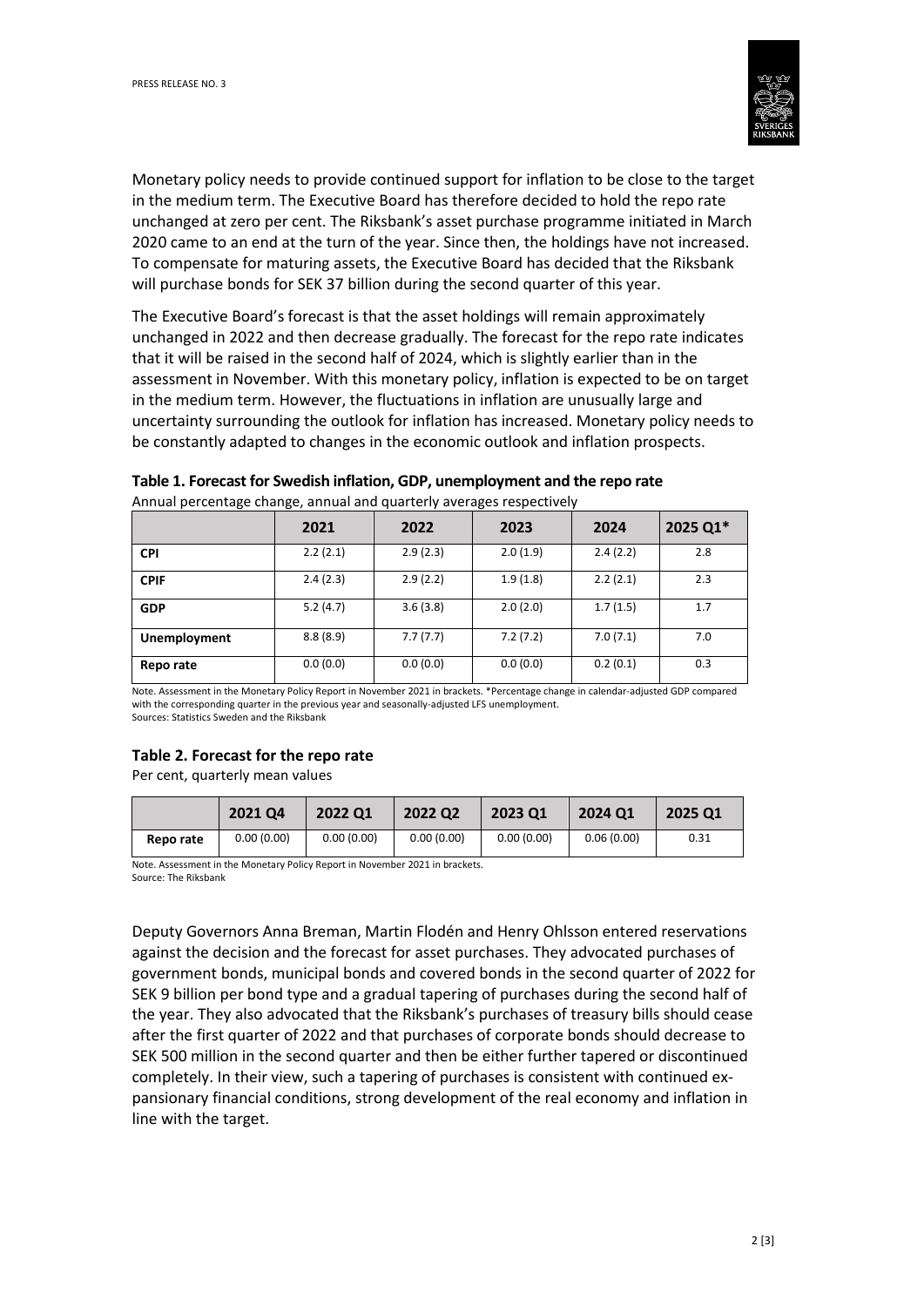Monetary policy needs to provide continued support for inflation to be close to the target in the medium term. The Executive Board has therefore decided to hold the repo rate unchanged at zero per cent. The Riksbank's asset purchase programme initiated in March 2020 came to an end at the turn of the year. Since then, the holdings have not increased. To compensate for maturing assets, the Executive Board has decided that the Riksbank will purchase bonds for SEK 37 billion during the second quarter of this year.

The Executive Board's forecast is that the asset holdings will remain approximately unchanged in 2022 and then decrease gradually. The forecast for the repo rate indicates that it will be raised in the second half of 2024, which is slightly earlier than in the assessment in November. With this monetary policy, inflation is expected to be on target in the medium term. However, the fluctuations in inflation are unusually large and uncertainty surrounding the outlook for inflation has increased. Monetary policy needs to be constantly adapted to changes in the economic outlook and inflation prospects.

**Table 1. Forecast for Swedish inflation, GDP, unemployment and the repo rate**

Annual percentage change, annual and quarterly averages respectively

| | 2021 | 2022 | 2023 | 2024 | 2025 Q1* |
|---|---|---|---|---|---|
| **CPI** | 2.2 (2.1) | 2.9 (2.3) | 2.0 (1.9) | 2.4 (2.2) | 2.8 |
| **CPIF** | 2.4 (2.3) | 2.9 (2.2) | 1.9 (1.8) | 2.2 (2.1) | 2.3 |
| **GDP** | 5.2 (4.7) | 3.6 (3.8) | 2.0 (2.0) | 1.7 (1.5) | 1.7 |
| **Unemployment** | 8.8 (8.9) | 7.7 (7.7) | 7.2 (7.2) | 7.0 (7.1) | 7.0 |
| **Repo rate** | 0.0 (0.0) | 0.0 (0.0) | 0.0 (0.0) | 0.2 (0.1) | 0.3 |

Note. Assessment in the Monetary Policy Report in November 2021 in brackets. *Percentage change in calendar-adjusted GDP compared with the corresponding quarter in the previous year and seasonally-adjusted LFS unemployment.
Sources: Statistics Sweden and the Riksbank

**Table 2. Forecast for the repo rate**

Per cent, quarterly mean values

| | 2021 Q4 | 2022 Q1 | 2022 Q2 | 2023 Q1 | 2024 Q1 | 2025 Q1 |
|---|---|---|---|---|---|---|
| **Repo rate** | 0.00 (0.00) | 0.00 (0.00) | 0.00 (0.00) | 0.00 (0.00) | 0.06 (0.00) | 0.31 |

Note. Assessment in the Monetary Policy Report in November 2021 in brackets.
Source: The Riksbank

Deputy Governors Anna Breman, Martin Flodén and Henry Ohlsson entered reservations against the decision and the forecast for asset purchases. They advocated purchases of government bonds, municipal bonds and covered bonds in the second quarter of 2022 for SEK 9 billion per bond type and a gradual tapering of purchases during the second half of the year. They also advocated that the Riksbank's purchases of treasury bills should cease after the first quarter of 2022 and that purchases of corporate bonds should decrease to SEK 500 million in the second quarter and then be either further tapered or discontinued completely. In their view, such a tapering of purchases is consistent with continued expansionary financial conditions, strong development of the real economy and inflation in line with the target.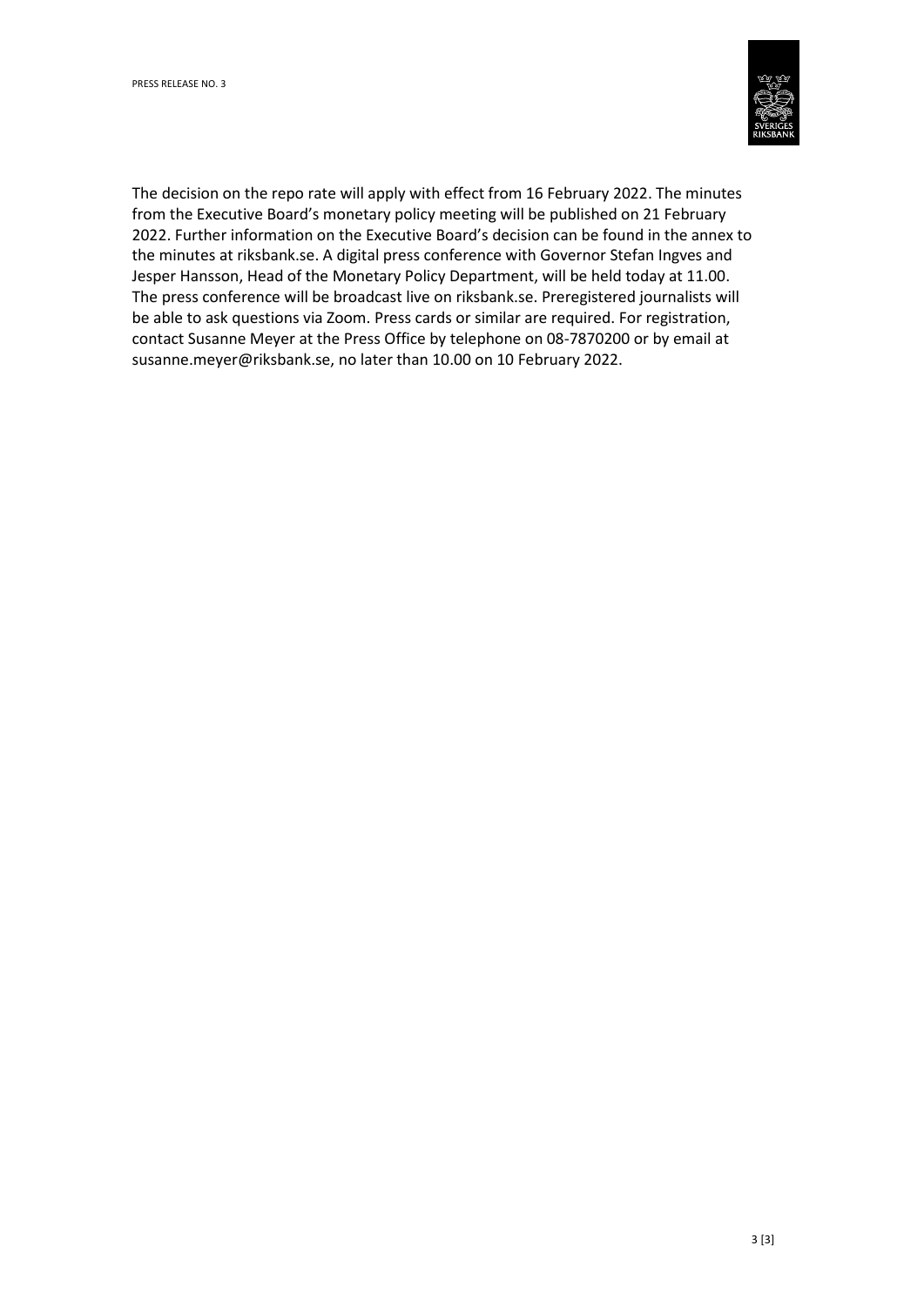The decision on the repo rate will apply with effect from 16 February 2022. The minutes from the Executive Board's monetary policy meeting will be published on 21 February 2022. Further information on the Executive Board's decision can be found in the annex to the minutes at riksbank.se. A digital press conference with Governor Stefan Ingves and Jesper Hansson, Head of the Monetary Policy Department, will be held today at 11.00. The press conference will be broadcast live on riksbank.se. Preregistered journalists will be able to ask questions via Zoom. Press cards or similar are required. For registration, contact Susanne Meyer at the Press Office by telephone on 08-7870200 or by email at susanne.meyer@riksbank.se, no later than 10.00 on 10 February 2022.